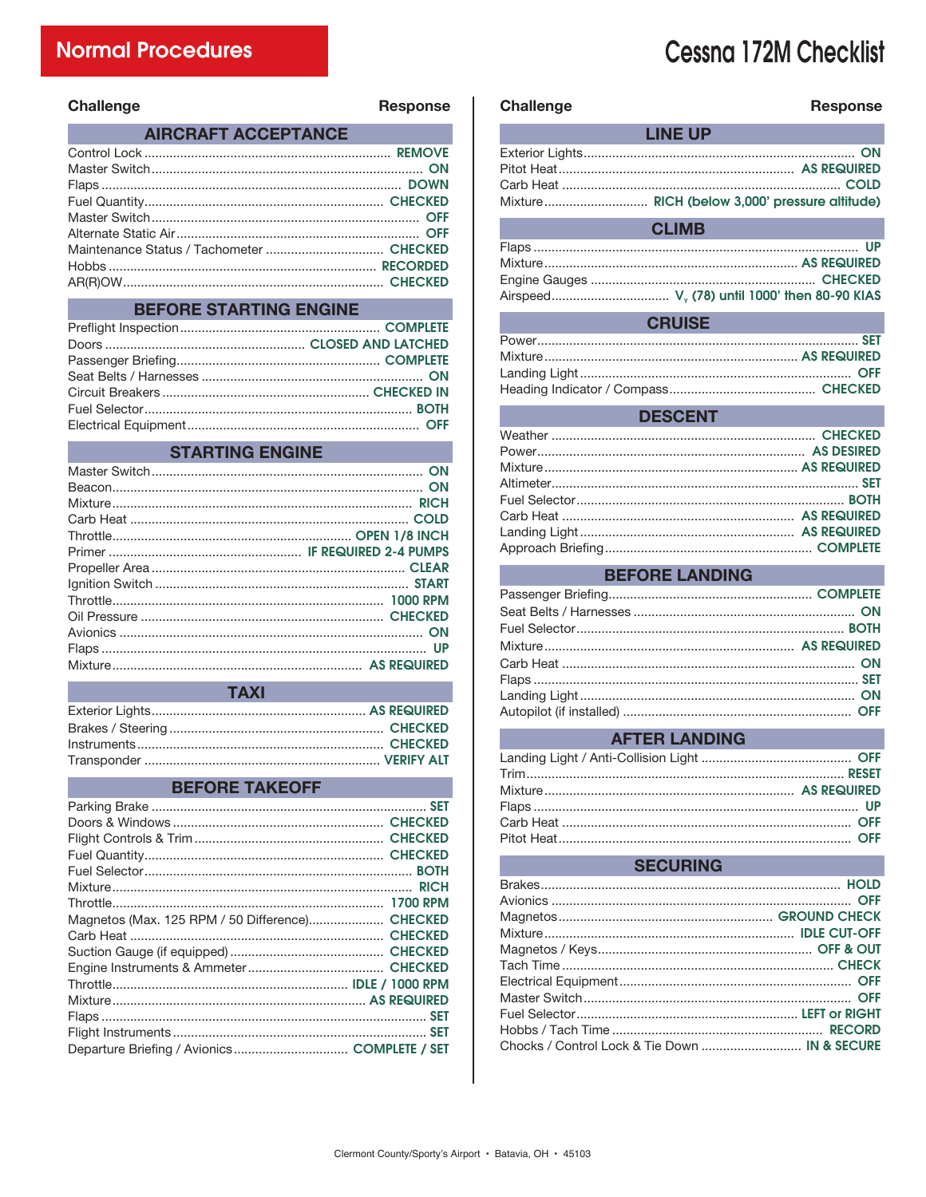# Normal Procedures

# Cessna 172M Checklist

## AIRCRAFT ACCEPTANCE

| Challenge | Response |
|---|---|
| Control Lock | REMOVE |
| Master Switch | ON |
| Flaps | DOWN |
| Fuel Quantity | CHECKED |
| Master Switch | OFF |
| Alternate Static Air | OFF |
| Maintenance Status / Tachometer | CHECKED |
| Hobbs | RECORDED |
| AR(R)OW | CHECKED |

## BEFORE STARTING ENGINE

| Challenge | Response |
|---|---|
| Preflight Inspection | COMPLETE |
| Doors | CLOSED AND LATCHED |
| Passenger Briefing | COMPLETE |
| Seat Belts / Harnesses | ON |
| Circuit Breakers | CHECKED IN |
| Fuel Selector | BOTH |
| Electrical Equipment | OFF |

## STARTING ENGINE

| Challenge | Response |
|---|---|
| Master Switch | ON |
| Beacon | ON |
| Mixture | RICH |
| Carb Heat | COLD |
| Throttle | OPEN 1/8 INCH |
| Primer | IF REQUIRED 2-4 PUMPS |
| Propeller Area | CLEAR |
| Ignition Switch | START |
| Throttle | 1000 RPM |
| Oil Pressure | CHECKED |
| Avionics | ON |
| Flaps | UP |
| Mixture | AS REQUIRED |

## TAXI

| Challenge | Response |
|---|---|
| Exterior Lights | AS REQUIRED |
| Brakes / Steering | CHECKED |
| Instruments | CHECKED |
| Transponder | VERIFY ALT |

## BEFORE TAKEOFF

| Challenge | Response |
|---|---|
| Parking Brake | SET |
| Doors & Windows | CHECKED |
| Flight Controls & Trim | CHECKED |
| Fuel Quantity | CHECKED |
| Fuel Selector | BOTH |
| Mixture | RICH |
| Throttle | 1700 RPM |
| Magnetos (Max. 125 RPM / 50 Difference) | CHECKED |
| Carb Heat | CHECKED |
| Suction Gauge (if equipped) | CHECKED |
| Engine Instruments & Ammeter | CHECKED |
| Throttle | IDLE / 1000 RPM |
| Mixture | AS REQUIRED |
| Flaps | SET |
| Flight Instruments | SET |
| Departure Briefing / Avionics | COMPLETE / SET |

## LINE UP

| Challenge | Response |
|---|---|
| Exterior Lights | ON |
| Pitot Heat | AS REQUIRED |
| Carb Heat | COLD |
| Mixture | RICH (below 3,000' pressure altitude) |

## CLIMB

| Challenge | Response |
|---|---|
| Flaps | UP |
| Mixture | AS REQUIRED |
| Engine Gauges | CHECKED |
| Airspeed | $V_Y$ (78) until 1000' then 80-90 KIAS |

## CRUISE

| Challenge | Response |
|---|---|
| Power | SET |
| Mixture | AS REQUIRED |
| Landing Light | OFF |
| Heading Indicator / Compass | CHECKED |

## DESCENT

| Challenge | Response |
|---|---|
| Weather | CHECKED |
| Power | AS DESIRED |
| Mixture | AS REQUIRED |
| Altimeter | SET |
| Fuel Selector | BOTH |
| Carb Heat | AS REQUIRED |
| Landing Light | AS REQUIRED |
| Approach Briefing | COMPLETE |

## BEFORE LANDING

| Challenge | Response |
|---|---|
| Passenger Briefing | COMPLETE |
| Seat Belts / Harnesses | ON |
| Fuel Selector | BOTH |
| Mixture | AS REQUIRED |
| Carb Heat | ON |
| Flaps | SET |
| Landing Light | ON |
| Autopilot (if installed) | OFF |

## AFTER LANDING

| Challenge | Response |
|---|---|
| Landing Light / Anti-Collision Light | OFF |
| Trim | RESET |
| Mixture | AS REQUIRED |
| Flaps | UP |
| Carb Heat | OFF |
| Pitot Heat | OFF |

## SECURING

| Challenge | Response |
|---|---|
| Brakes | HOLD |
| Avionics | OFF |
| Magnetos | GROUND CHECK |
| Mixture | IDLE CUT-OFF |
| Magnetos / Keys | OFF & OUT |
| Tach Time | CHECK |
| Electrical Equipment | OFF |
| Master Switch | OFF |
| Fuel Selector | LEFT or RIGHT |
| Hobbs / Tach Time | RECORD |
| Chocks / Control Lock & Tie Down | IN & SECURE |

Clermont County/Sporty's Airport • Batavia, OH • 45103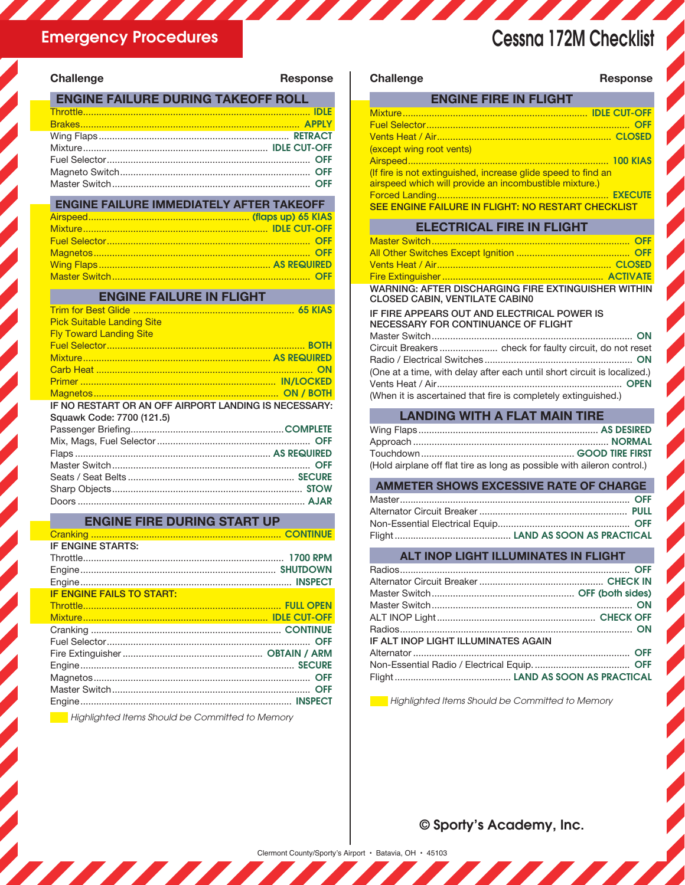# Emergency Procedures

# Cessna 172M Checklist

## ENGINE FAILURE DURING TAKEOFF ROLL

| Challenge | Response |
|---|---|
| Throttle | IDLE |
| Brakes | APPLY |
| Wing Flaps | RETRACT |
| Mixture | IDLE CUT-OFF |
| Fuel Selector | OFF |
| Magneto Switch | OFF |
| Master Switch | OFF |

## ENGINE FAILURE IMMEDIATELY AFTER TAKEOFF

| Challenge | Response |
|---|---|
| Airspeed | (flaps up) 65 KIAS |
| Mixture | IDLE CUT-OFF |
| Fuel Selector | OFF |
| Magnetos | OFF |
| Wing Flaps | AS REQUIRED |
| Master Switch | OFF |

## ENGINE FAILURE IN FLIGHT

| Challenge | Response |
|---|---|
| Trim for Best Glide | 65 KIAS |
| Pick Suitable Landing Site | |
| Fly Toward Landing Site | |
| Fuel Selector | BOTH |
| Mixture | AS REQUIRED |
| Carb Heat | ON |
| Primer | IN/LOCKED |
| Magnetos | ON / BOTH |

**IF NO RESTART OR AN OFF AIRPORT LANDING IS NECESSARY:**

Squawk Code: 7700 (121.5)

| Challenge | Response |
|---|---|
| Passenger Briefing | COMPLETE |
| Mix, Mags, Fuel Selector | OFF |
| Flaps | AS REQUIRED |
| Master Switch | OFF |
| Seats / Seat Belts | SECURE |
| Sharp Objects | STOW |
| Doors | AJAR |

## ENGINE FIRE DURING START UP

| Challenge | Response |
|---|---|
| Cranking | CONTINUE |

**IF ENGINE STARTS:**

| Challenge | Response |
|---|---|
| Throttle | 1700 RPM |
| Engine | SHUTDOWN |
| Engine | INSPECT |

**IF ENGINE FAILS TO START:**

| Challenge | Response |
|---|---|
| Throttle | FULL OPEN |
| Mixture | IDLE CUT-OFF |
| Cranking | CONTINUE |
| Fuel Selector | OFF |
| Fire Extinguisher | OBTAIN / ARM |
| Engine | SECURE |
| Magnetos | OFF |
| Master Switch | OFF |
| Engine | INSPECT |

*Highlighted Items Should be Committed to Memory*

## ENGINE FIRE IN FLIGHT

| Challenge | Response |
|---|---|
| Mixture | IDLE CUT-OFF |
| Fuel Selector | OFF |
| Vents Heat / Air (except wing root vents) | CLOSED |
| Airspeed | 100 KIAS |

(If fire is not extinguished, increase glide speed to find an airspeed which will provide an incombustible mixture.)

| Challenge | Response |
|---|---|
| Forced Landing | EXECUTE |

**SEE ENGINE FAILURE IN FLIGHT: NO RESTART CHECKLIST**

## ELECTRICAL FIRE IN FLIGHT

| Challenge | Response |
|---|---|
| Master Switch | OFF |
| All Other Switches Except Ignition | OFF |
| Vents Heat / Air | CLOSED |
| Fire Extinguisher | ACTIVATE |

**WARNING: AFTER DISCHARGING FIRE EXTINGUISHER WITHIN CLOSED CABIN, VENTILATE CABIN0**

**IF FIRE APPEARS OUT AND ELECTRICAL POWER IS NECESSARY FOR CONTINUANCE OF FLIGHT**

| Challenge | Response |
|---|---|
| Master Switch | ON |
| Circuit Breakers | check for faulty circuit, do not reset |
| Radio / Electrical Switches | ON |

(One at a time, with delay after each until short circuit is localized.)

| Challenge | Response |
|---|---|
| Vents Heat / Air | OPEN |

(When it is ascertained that fire is completely extinguished.)

## LANDING WITH A FLAT MAIN TIRE

| Challenge | Response |
|---|---|
| Wing Flaps | AS DESIRED |
| Approach | NORMAL |
| Touchdown | GOOD TIRE FIRST |

(Hold airplane off flat tire as long as possible with aileron control.)

## AMMETER SHOWS EXCESSIVE RATE OF CHARGE

| Challenge | Response |
|---|---|
| Master | OFF |
| Alternator Circuit Breaker | PULL |
| Non-Essential Electrical Equip. | OFF |
| Flight | LAND AS SOON AS PRACTICAL |

## ALT INOP LIGHT ILLUMINATES IN FLIGHT

| Challenge | Response |
|---|---|
| Radios | OFF |
| Alternator Circuit Breaker | CHECK IN |
| Master Switch | OFF (both sides) |
| Master Switch | ON |
| ALT INOP Light | CHECK OFF |
| Radios | ON |

**IF ALT INOP LIGHT ILLUMINATES AGAIN**

| Challenge | Response |
|---|---|
| Alternator | OFF |
| Non-Essential Radio / Electrical Equip. | OFF |
| Flight | LAND AS SOON AS PRACTICAL |

*Highlighted Items Should be Committed to Memory*

© Sporty's Academy, Inc.

Clermont County/Sporty's Airport • Batavia, OH • 45103